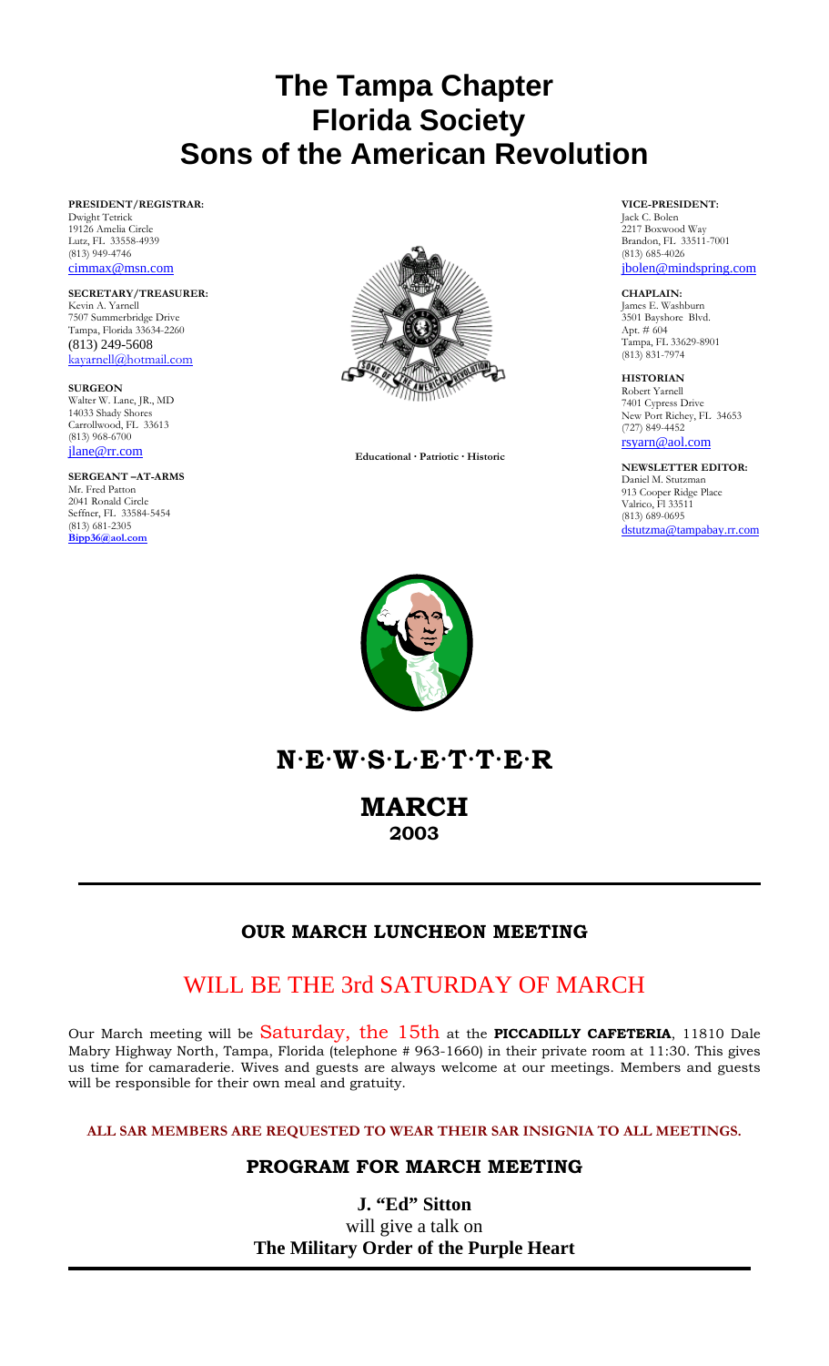# The Tampa Chapter
# Florida Society
# Sons of the American Revolution

**PRESIDENT/REGISTRAR:**
Dwight Tetrick
19126 Amelia Circle
Lutz, FL 33558-4939
(813) 949-4746
cimmax@msn.com

**SECRETARY/TREASURER:**
Kevin A. Yarnell
7507 Summerbridge Drive
Tampa, Florida 33634-2260
(813) 249-5608
kayarnell@hotmail.com

**SURGEON**
Walter W. Lane, JR., MD
14033 Shady Shores
Carrollwood, FL 33613
(813) 968-6700
jlane@rr.com

**SERGEANT –AT-ARMS**
Mr. Fred Patton
2041 Ronald Circle
Seffner, FL 33584-5454
(813) 681-2305
**Bipp36@aol.com**

**Educational · Patriotic · Historic**

**VICE-PRESIDENT:**
Jack C. Bolen
2217 Boxwood Way
Brandon, FL 33511-7001
(813) 685-4026
jbolen@mindspring.com

**CHAPLAIN:**
James E. Washburn
3501 Bayshore Blvd.
Apt. # 604
Tampa, FL 33629-8901
(813) 831-7974

**HISTORIAN**
Robert Yarnell
7401 Cypress Drive
New Port Richey, FL 34653
(727) 849-4452
rsyarn@aol.com

**NEWSLETTER EDITOR:**
Daniel M. Stutzman
913 Cooper Ridge Place
Valrico, Fl 33511
(813) 689-0695
dstutzma@tampabay.rr.com

# N·E·W·S·L·E·T·T·E·R

## MARCH
## 2003

---

### OUR MARCH LUNCHEON MEETING

## WILL BE THE 3rd SATURDAY OF MARCH

Our March meeting will be Saturday, the 15th at the **PICCADILLY CAFETERIA**, 11810 Dale Mabry Highway North, Tampa, Florida (telephone # 963-1660) in their private room at 11:30. This gives us time for camaraderie. Wives and guests are always welcome at our meetings. Members and guests will be responsible for their own meal and gratuity.

**ALL SAR MEMBERS ARE REQUESTED TO WEAR THEIR SAR INSIGNIA TO ALL MEETINGS.**

### PROGRAM FOR MARCH MEETING

**J. "Ed" Sitton**
will give a talk on
**The Military Order of the Purple Heart**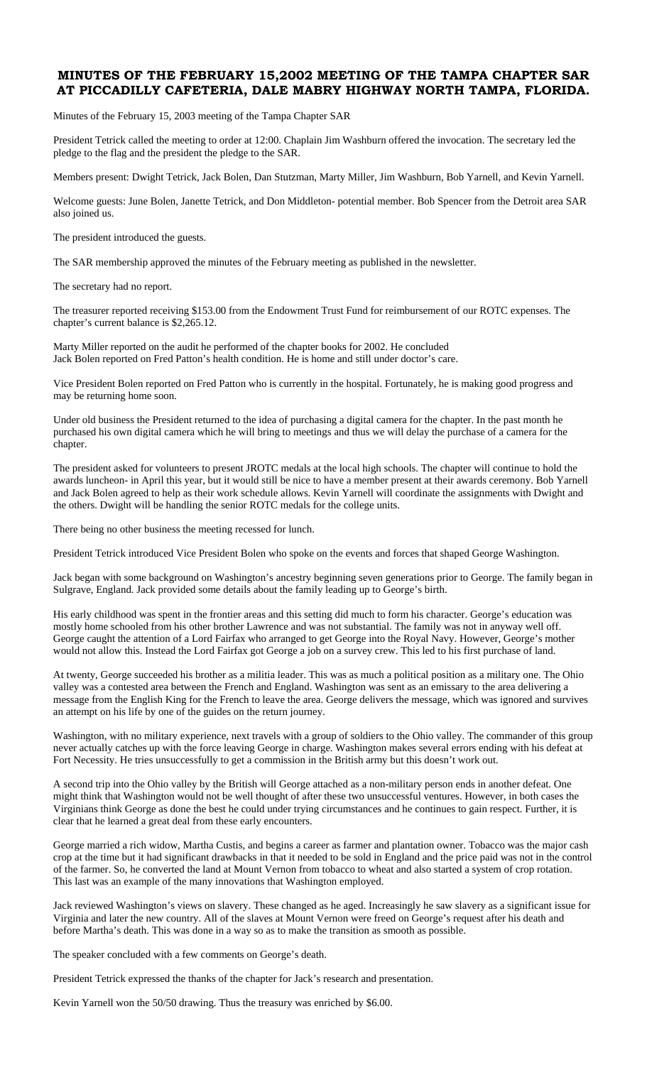# MINUTES OF THE FEBRUARY 15,2002 MEETING OF THE TAMPA CHAPTER SAR AT PICCADILLY CAFETERIA, DALE MABRY HIGHWAY NORTH TAMPA, FLORIDA.

Minutes of the February 15, 2003 meeting of the Tampa Chapter SAR

President Tetrick called the meeting to order at 12:00. Chaplain Jim Washburn offered the invocation. The secretary led the pledge to the flag and the president the pledge to the SAR.

Members present: Dwight Tetrick, Jack Bolen, Dan Stutzman, Marty Miller, Jim Washburn, Bob Yarnell, and Kevin Yarnell.

Welcome guests: June Bolen, Janette Tetrick, and Don Middleton- potential member. Bob Spencer from the Detroit area SAR also joined us.

The president introduced the guests.

The SAR membership approved the minutes of the February meeting as published in the newsletter.

The secretary had no report.

The treasurer reported receiving $153.00 from the Endowment Trust Fund for reimbursement of our ROTC expenses. The chapter's current balance is $2,265.12.

Marty Miller reported on the audit he performed of the chapter books for 2002. He concluded
Jack Bolen reported on Fred Patton's health condition. He is home and still under doctor's care.

Vice President Bolen reported on Fred Patton who is currently in the hospital. Fortunately, he is making good progress and may be returning home soon.

Under old business the President returned to the idea of purchasing a digital camera for the chapter. In the past month he purchased his own digital camera which he will bring to meetings and thus we will delay the purchase of a camera for the chapter.

The president asked for volunteers to present JROTC medals at the local high schools. The chapter will continue to hold the awards luncheon- in April this year, but it would still be nice to have a member present at their awards ceremony. Bob Yarnell and Jack Bolen agreed to help as their work schedule allows. Kevin Yarnell will coordinate the assignments with Dwight and the others. Dwight will be handling the senior ROTC medals for the college units.

There being no other business the meeting recessed for lunch.

President Tetrick introduced Vice President Bolen who spoke on the events and forces that shaped George Washington.

Jack began with some background on Washington's ancestry beginning seven generations prior to George. The family began in Sulgrave, England. Jack provided some details about the family leading up to George's birth.

His early childhood was spent in the frontier areas and this setting did much to form his character. George's education was mostly home schooled from his other brother Lawrence and was not substantial. The family was not in anyway well off. George caught the attention of a Lord Fairfax who arranged to get George into the Royal Navy. However, George's mother would not allow this. Instead the Lord Fairfax got George a job on a survey crew. This led to his first purchase of land.

At twenty, George succeeded his brother as a militia leader. This was as much a political position as a military one. The Ohio valley was a contested area between the French and England. Washington was sent as an emissary to the area delivering a message from the English King for the French to leave the area. George delivers the message, which was ignored and survives an attempt on his life by one of the guides on the return journey.

Washington, with no military experience, next travels with a group of soldiers to the Ohio valley. The commander of this group never actually catches up with the force leaving George in charge. Washington makes several errors ending with his defeat at Fort Necessity. He tries unsuccessfully to get a commission in the British army but this doesn't work out.

A second trip into the Ohio valley by the British will George attached as a non-military person ends in another defeat. One might think that Washington would not be well thought of after these two unsuccessful ventures. However, in both cases the Virginians think George as done the best he could under trying circumstances and he continues to gain respect. Further, it is clear that he learned a great deal from these early encounters.

George married a rich widow, Martha Custis, and begins a career as farmer and plantation owner. Tobacco was the major cash crop at the time but it had significant drawbacks in that it needed to be sold in England and the price paid was not in the control of the farmer. So, he converted the land at Mount Vernon from tobacco to wheat and also started a system of crop rotation. This last was an example of the many innovations that Washington employed.

Jack reviewed Washington's views on slavery. These changed as he aged. Increasingly he saw slavery as a significant issue for Virginia and later the new country. All of the slaves at Mount Vernon were freed on George's request after his death and before Martha's death. This was done in a way so as to make the transition as smooth as possible.

The speaker concluded with a few comments on George's death.

President Tetrick expressed the thanks of the chapter for Jack's research and presentation.

Kevin Yarnell won the 50/50 drawing. Thus the treasury was enriched by $6.00.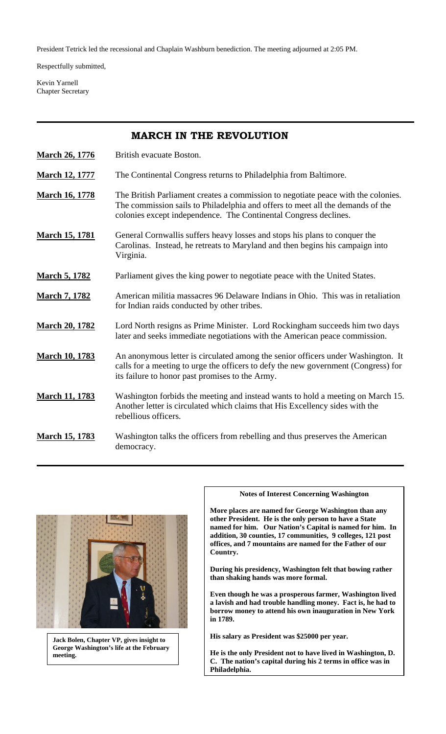President Tetrick led the recessional and Chaplain Washburn benediction. The meeting adjourned at 2:05 PM.

Respectfully submitted,

Kevin Yarnell
Chapter Secretary

## MARCH IN THE REVOLUTION

| | |
|---|---|
| **March 26, 1776** | British evacuate Boston. |
| **March 12, 1777** | The Continental Congress returns to Philadelphia from Baltimore. |
| **March 16, 1778** | The British Parliament creates a commission to negotiate peace with the colonies. The commission sails to Philadelphia and offers to meet all the demands of the colonies except independence. The Continental Congress declines. |
| **March 15, 1781** | General Cornwallis suffers heavy losses and stops his plans to conquer the Carolinas. Instead, he retreats to Maryland and then begins his campaign into Virginia. |
| **March 5, 1782** | Parliament gives the king power to negotiate peace with the United States. |
| **March 7, 1782** | American militia massacres 96 Delaware Indians in Ohio. This was in retaliation for Indian raids conducted by other tribes. |
| **March 20, 1782** | Lord North resigns as Prime Minister. Lord Rockingham succeeds him two days later and seeks immediate negotiations with the American peace commission. |
| **March 10, 1783** | An anonymous letter is circulated among the senior officers under Washington. It calls for a meeting to urge the officers to defy the new government (Congress) for its failure to honor past promises to the Army. |
| **March 11, 1783** | Washington forbids the meeting and instead wants to hold a meeting on March 15. Another letter is circulated which claims that His Excellency sides with the rebellious officers. |
| **March 15, 1783** | Washington talks the officers from rebelling and thus preserves the American democracy. |

**Jack Bolen, Chapter VP, gives insight to George Washington's life at the February meeting.**

**Notes of Interest Concerning Washington**

**More places are named for George Washington than any other President. He is the only person to have a State named for him. Our Nation's Capital is named for him. In addition, 30 counties, 17 communities, 9 colleges, 121 post offices, and 7 mountains are named for the Father of our Country.**

**During his presidency, Washington felt that bowing rather than shaking hands was more formal.**

**Even though he was a prosperous farmer, Washington lived a lavish and had trouble handling money. Fact is, he had to borrow money to attend his own inauguration in New York in 1789.**

**His salary as President was $25000 per year.**

**He is the only President not to have lived in Washington, D. C. The nation's capital during his 2 terms in office was in Philadelphia.**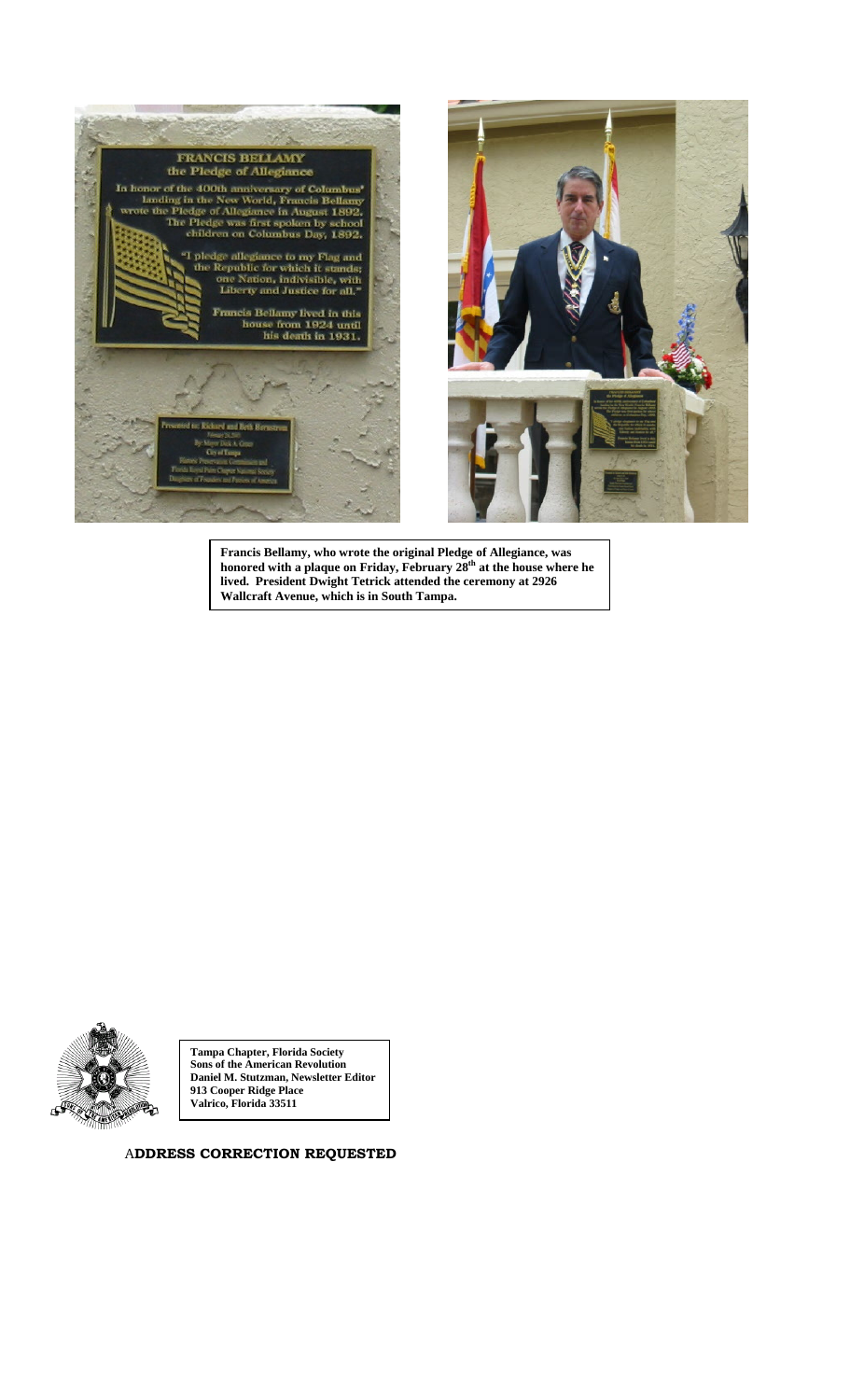**FRANCIS BELLAMY**
**the Pledge of Allegiance**

In honor of the 400th anniversary of Columbus' landing in the New World, Francis Bellamy wrote the Pledge of Allegiance in August 1892. The Pledge was first spoken by school children on Columbus Day, 1892.

"I pledge allegiance to my Flag and the Republic for which it stands; one Nation, indivisible, with Liberty and Justice for all."

Francis Bellamy lived in this house from 1924 until his death in 1931.

Francis Bellamy, who wrote the original Pledge of Allegiance, was honored with a plaque on Friday, February 28th at the house where he lived. President Dwight Tetrick attended the ceremony at 2926 Wallcraft Avenue, which is in South Tampa.

**Tampa Chapter, Florida Society**
**Sons of the American Revolution**
**Daniel M. Stutzman, Newsletter Editor**
**913 Cooper Ridge Place**
**Valrico, Florida 33511**

**ADDRESS CORRECTION REQUESTED**